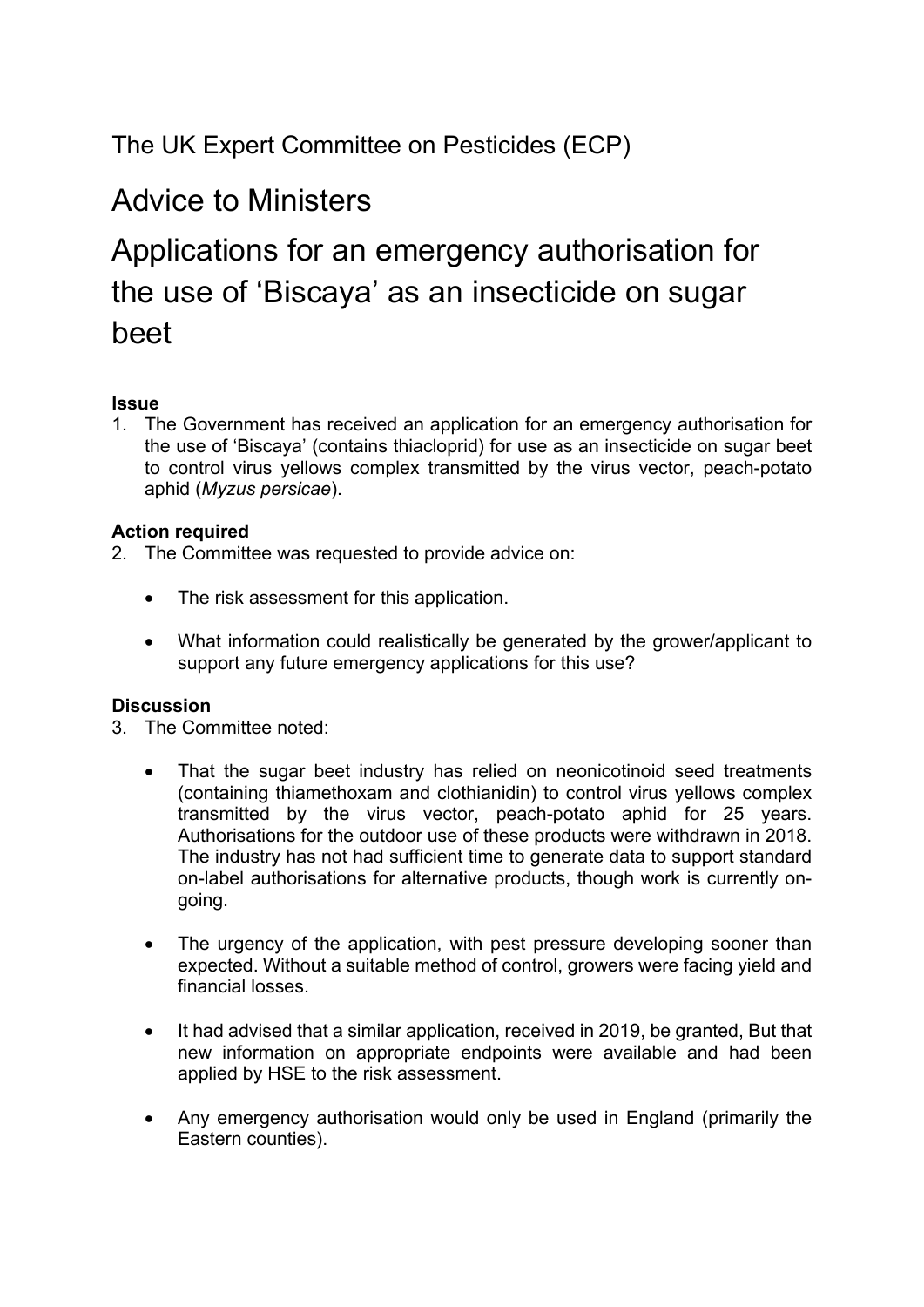The UK Expert Committee on Pesticides (ECP)

# Advice to Ministers

# Applications for an emergency authorisation for the use of 'Biscaya' as an insecticide on sugar beet

**Issue**

1. The Government has received an application for an emergency authorisation for the use of 'Biscaya' (contains thiacloprid) for use as an insecticide on sugar beet to control virus yellows complex transmitted by the virus vector, peach-potato aphid (*Myzus persicae*).

**Action required**

2. The Committee was requested to provide advice on:

    - The risk assessment for this application.

    - What information could realistically be generated by the grower/applicant to support any future emergency applications for this use?

**Discussion**

3. The Committee noted:

    - That the sugar beet industry has relied on neonicotinoid seed treatments (containing thiamethoxam and clothianidin) to control virus yellows complex transmitted by the virus vector, peach-potato aphid for 25 years. Authorisations for the outdoor use of these products were withdrawn in 2018. The industry has not had sufficient time to generate data to support standard on-label authorisations for alternative products, though work is currently on-going.

    - The urgency of the application, with pest pressure developing sooner than expected. Without a suitable method of control, growers were facing yield and financial losses.

    - It had advised that a similar application, received in 2019, be granted, But that new information on appropriate endpoints were available and had been applied by HSE to the risk assessment.

    - Any emergency authorisation would only be used in England (primarily the Eastern counties).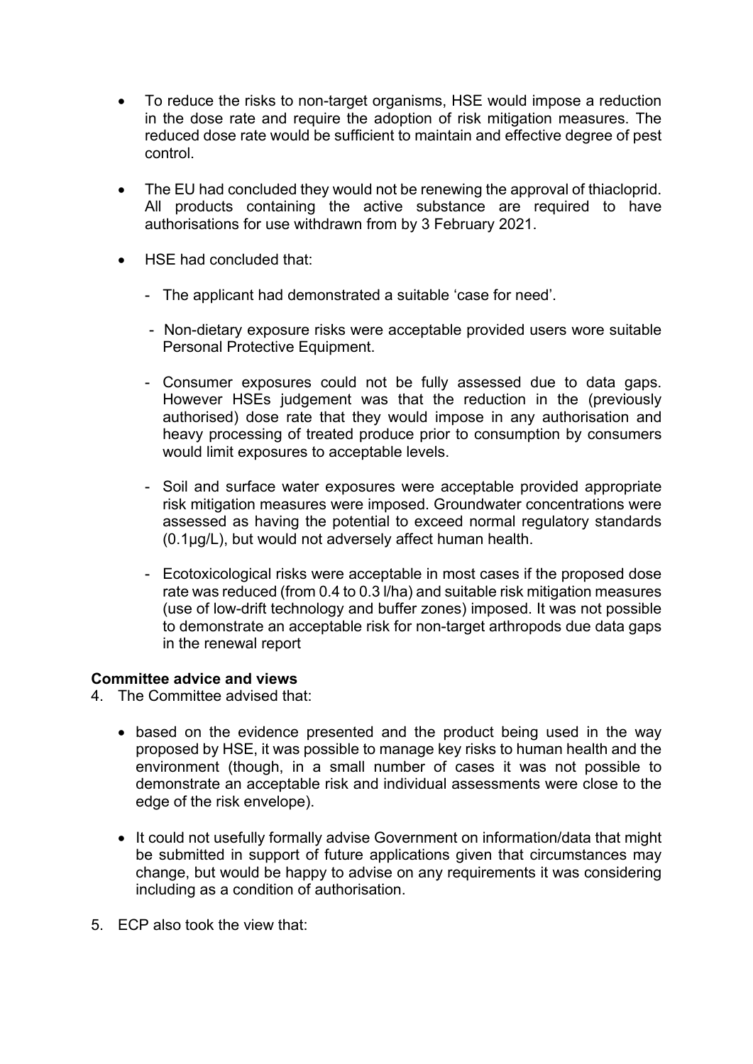- To reduce the risks to non-target organisms, HSE would impose a reduction in the dose rate and require the adoption of risk mitigation measures. The reduced dose rate would be sufficient to maintain and effective degree of pest control.

- The EU had concluded they would not be renewing the approval of thiacloprid. All products containing the active substance are required to have authorisations for use withdrawn from by 3 February 2021.

- HSE had concluded that:

  - The applicant had demonstrated a suitable 'case for need'.

  - Non-dietary exposure risks were acceptable provided users wore suitable Personal Protective Equipment.

  - Consumer exposures could not be fully assessed due to data gaps. However HSEs judgement was that the reduction in the (previously authorised) dose rate that they would impose in any authorisation and heavy processing of treated produce prior to consumption by consumers would limit exposures to acceptable levels.

  - Soil and surface water exposures were acceptable provided appropriate risk mitigation measures were imposed. Groundwater concentrations were assessed as having the potential to exceed normal regulatory standards (0.1µg/L), but would not adversely affect human health.

  - Ecotoxicological risks were acceptable in most cases if the proposed dose rate was reduced (from 0.4 to 0.3 l/ha) and suitable risk mitigation measures (use of low-drift technology and buffer zones) imposed. It was not possible to demonstrate an acceptable risk for non-target arthropods due data gaps in the renewal report

**Committee advice and views**

4. The Committee advised that:

   - based on the evidence presented and the product being used in the way proposed by HSE, it was possible to manage key risks to human health and the environment (though, in a small number of cases it was not possible to demonstrate an acceptable risk and individual assessments were close to the edge of the risk envelope).

   - It could not usefully formally advise Government on information/data that might be submitted in support of future applications given that circumstances may change, but would be happy to advise on any requirements it was considering including as a condition of authorisation.

5. ECP also took the view that: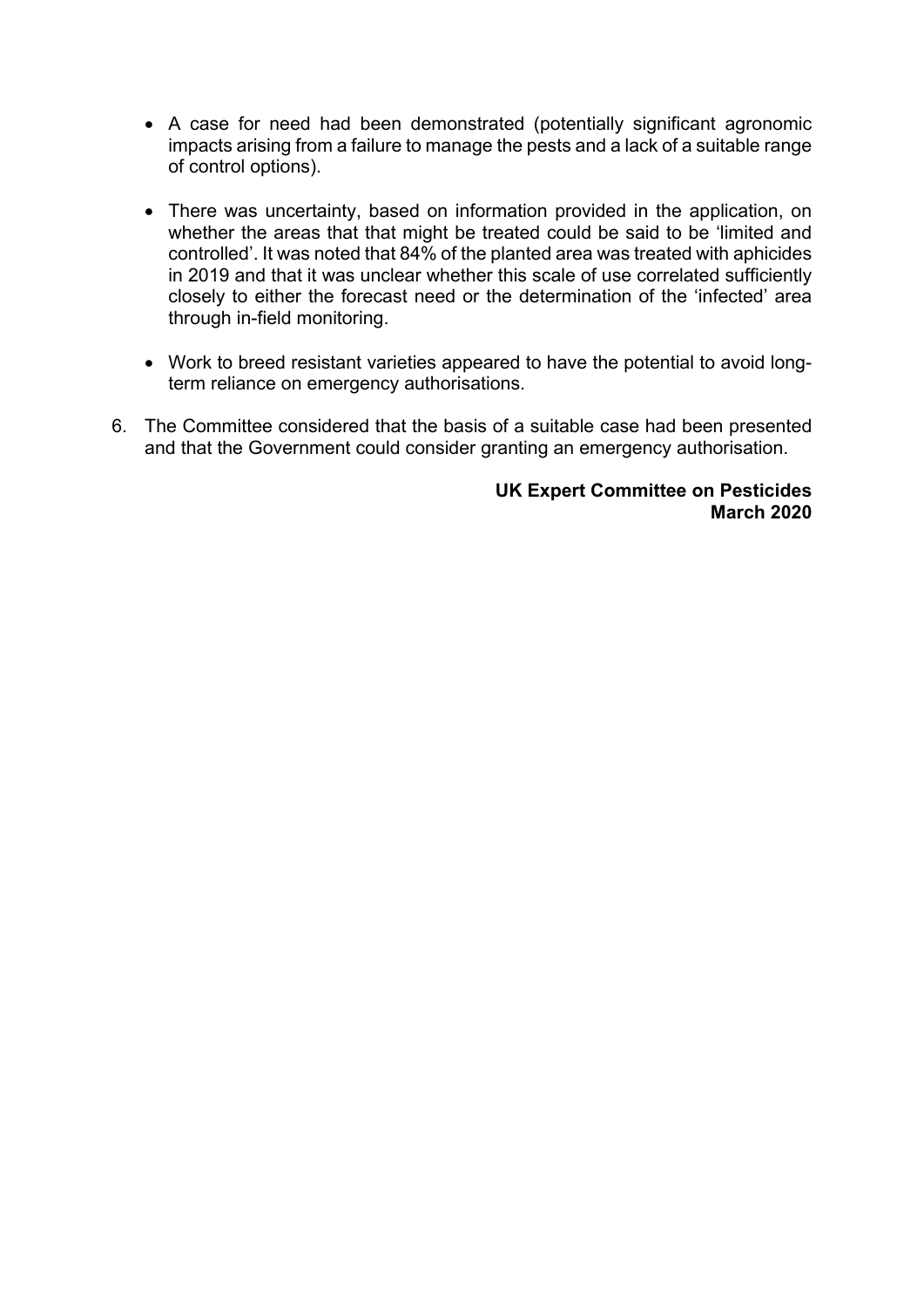- A case for need had been demonstrated (potentially significant agronomic impacts arising from a failure to manage the pests and a lack of a suitable range of control options).

- There was uncertainty, based on information provided in the application, on whether the areas that that might be treated could be said to be 'limited and controlled'. It was noted that 84% of the planted area was treated with aphicides in 2019 and that it was unclear whether this scale of use correlated sufficiently closely to either the forecast need or the determination of the 'infected' area through in-field monitoring.

- Work to breed resistant varieties appeared to have the potential to avoid long-term reliance on emergency authorisations.

6. The Committee considered that the basis of a suitable case had been presented and that the Government could consider granting an emergency authorisation.

**UK Expert Committee on Pesticides**
**March 2020**